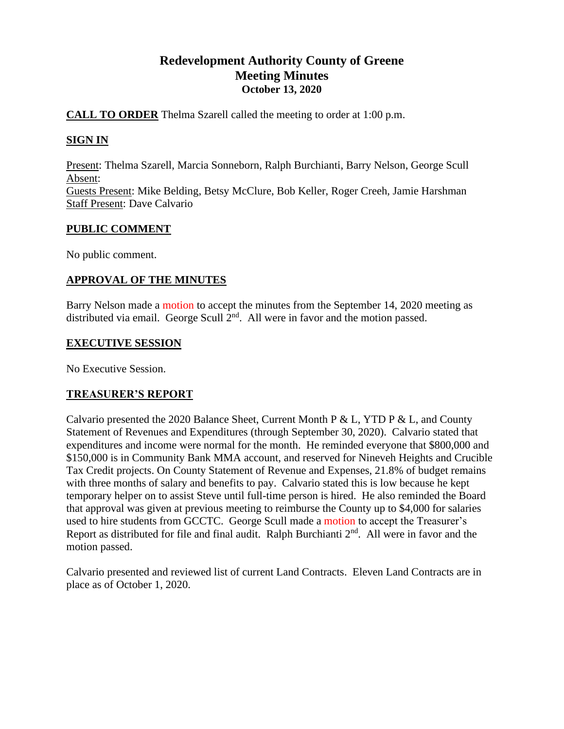# Redevelopment Authority County of Greene
## Meeting Minutes
### October 13, 2020

**CALL TO ORDER** Thelma Szarell called the meeting to order at 1:00 p.m.

**SIGN IN**

Present: Thelma Szarell, Marcia Sonneborn, Ralph Burchianti, Barry Nelson, George Scull
Absent:
Guests Present: Mike Belding, Betsy McClure, Bob Keller, Roger Creeh, Jamie Harshman
Staff Present: Dave Calvario

**PUBLIC COMMENT**

No public comment.

**APPROVAL OF THE MINUTES**

Barry Nelson made a motion to accept the minutes from the September 14, 2020 meeting as distributed via email. George Scull 2nd. All were in favor and the motion passed.

**EXECUTIVE SESSION**

No Executive Session.

**TREASURER'S REPORT**

Calvario presented the 2020 Balance Sheet, Current Month P & L, YTD P & L, and County Statement of Revenues and Expenditures (through September 30, 2020). Calvario stated that expenditures and income were normal for the month. He reminded everyone that $800,000 and $150,000 is in Community Bank MMA account, and reserved for Nineveh Heights and Crucible Tax Credit projects. On County Statement of Revenue and Expenses, 21.8% of budget remains with three months of salary and benefits to pay. Calvario stated this is low because he kept temporary helper on to assist Steve until full-time person is hired. He also reminded the Board that approval was given at previous meeting to reimburse the County up to $4,000 for salaries used to hire students from GCCTC. George Scull made a motion to accept the Treasurer's Report as distributed for file and final audit. Ralph Burchianti 2nd. All were in favor and the motion passed.

Calvario presented and reviewed list of current Land Contracts. Eleven Land Contracts are in place as of October 1, 2020.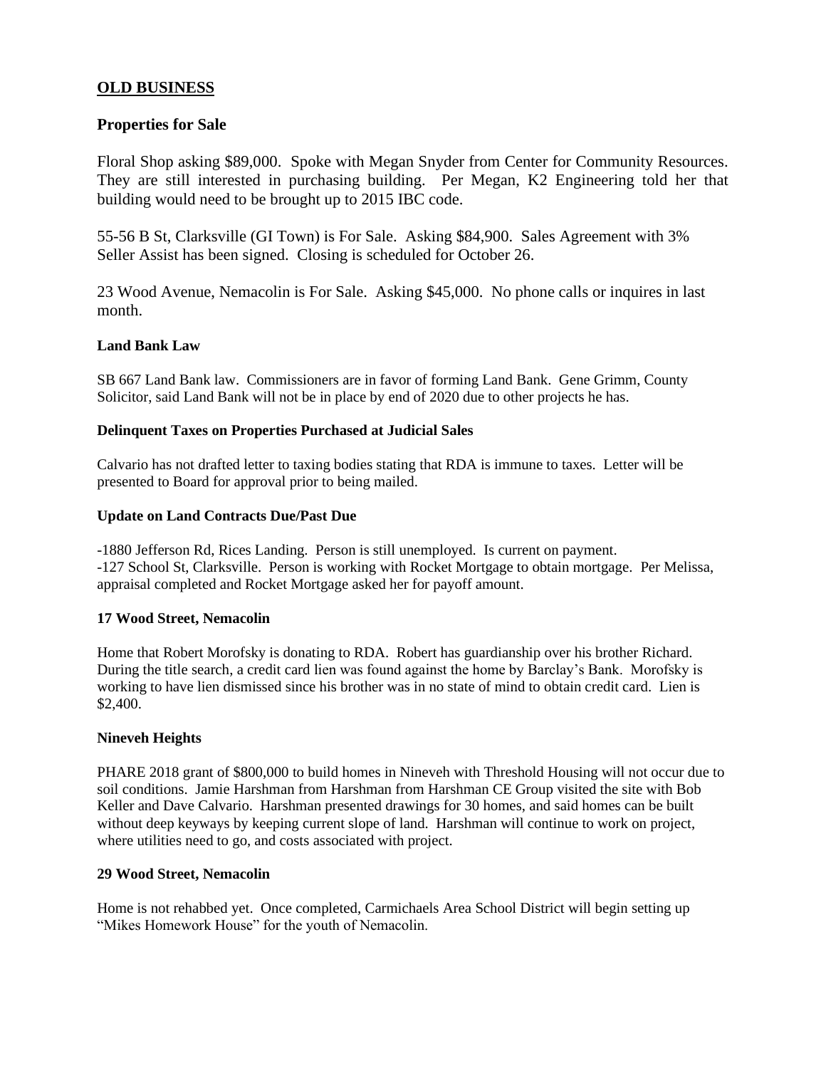## OLD BUSINESS

### Properties for Sale

Floral Shop asking $89,000. Spoke with Megan Snyder from Center for Community Resources. They are still interested in purchasing building. Per Megan, K2 Engineering told her that building would need to be brought up to 2015 IBC code.

55-56 B St, Clarksville (GI Town) is For Sale. Asking $84,900. Sales Agreement with 3% Seller Assist has been signed. Closing is scheduled for October 26.

23 Wood Avenue, Nemacolin is For Sale. Asking $45,000. No phone calls or inquires in last month.

#### Land Bank Law

SB 667 Land Bank law. Commissioners are in favor of forming Land Bank. Gene Grimm, County Solicitor, said Land Bank will not be in place by end of 2020 due to other projects he has.

#### Delinquent Taxes on Properties Purchased at Judicial Sales

Calvario has not drafted letter to taxing bodies stating that RDA is immune to taxes. Letter will be presented to Board for approval prior to being mailed.

#### Update on Land Contracts Due/Past Due

-1880 Jefferson Rd, Rices Landing. Person is still unemployed. Is current on payment.
-127 School St, Clarksville. Person is working with Rocket Mortgage to obtain mortgage. Per Melissa, appraisal completed and Rocket Mortgage asked her for payoff amount.

#### 17 Wood Street, Nemacolin

Home that Robert Morofsky is donating to RDA. Robert has guardianship over his brother Richard. During the title search, a credit card lien was found against the home by Barclay's Bank. Morofsky is working to have lien dismissed since his brother was in no state of mind to obtain credit card. Lien is $2,400.

#### Nineveh Heights

PHARE 2018 grant of $800,000 to build homes in Nineveh with Threshold Housing will not occur due to soil conditions. Jamie Harshman from Harshman from Harshman CE Group visited the site with Bob Keller and Dave Calvario. Harshman presented drawings for 30 homes, and said homes can be built without deep keyways by keeping current slope of land. Harshman will continue to work on project, where utilities need to go, and costs associated with project.

#### 29 Wood Street, Nemacolin

Home is not rehabbed yet. Once completed, Carmichaels Area School District will begin setting up "Mikes Homework House" for the youth of Nemacolin.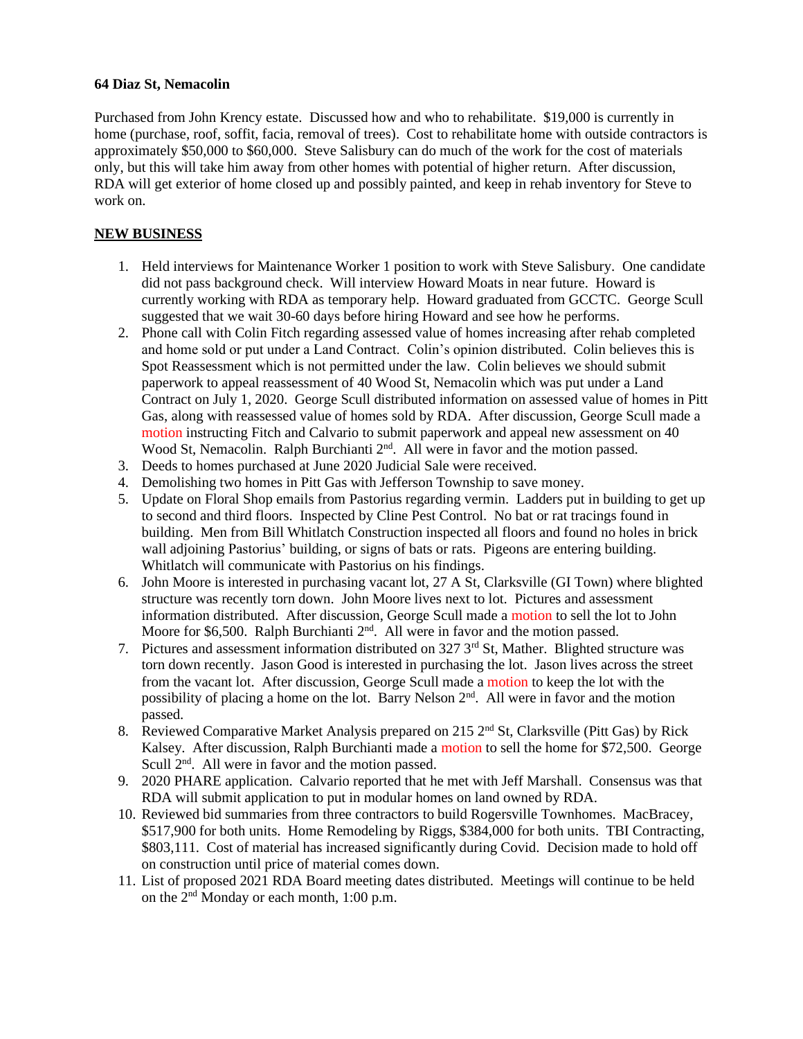**64 Diaz St, Nemacolin**

Purchased from John Krency estate. Discussed how and who to rehabilitate. $19,000 is currently in home (purchase, roof, soffit, facia, removal of trees). Cost to rehabilitate home with outside contractors is approximately $50,000 to $60,000. Steve Salisbury can do much of the work for the cost of materials only, but this will take him away from other homes with potential of higher return. After discussion, RDA will get exterior of home closed up and possibly painted, and keep in rehab inventory for Steve to work on.

**NEW BUSINESS**

1. Held interviews for Maintenance Worker 1 position to work with Steve Salisbury. One candidate did not pass background check. Will interview Howard Moats in near future. Howard is currently working with RDA as temporary help. Howard graduated from GCCTC. George Scull suggested that we wait 30-60 days before hiring Howard and see how he performs.
2. Phone call with Colin Fitch regarding assessed value of homes increasing after rehab completed and home sold or put under a Land Contract. Colin's opinion distributed. Colin believes this is Spot Reassessment which is not permitted under the law. Colin believes we should submit paperwork to appeal reassessment of 40 Wood St, Nemacolin which was put under a Land Contract on July 1, 2020. George Scull distributed information on assessed value of homes in Pitt Gas, along with reassessed value of homes sold by RDA. After discussion, George Scull made a motion instructing Fitch and Calvario to submit paperwork and appeal new assessment on 40 Wood St, Nemacolin. Ralph Burchianti 2nd. All were in favor and the motion passed.
3. Deeds to homes purchased at June 2020 Judicial Sale were received.
4. Demolishing two homes in Pitt Gas with Jefferson Township to save money.
5. Update on Floral Shop emails from Pastorius regarding vermin. Ladders put in building to get up to second and third floors. Inspected by Cline Pest Control. No bat or rat tracings found in building. Men from Bill Whitlatch Construction inspected all floors and found no holes in brick wall adjoining Pastorius' building, or signs of bats or rats. Pigeons are entering building. Whitlatch will communicate with Pastorius on his findings.
6. John Moore is interested in purchasing vacant lot, 27 A St, Clarksville (GI Town) where blighted structure was recently torn down. John Moore lives next to lot. Pictures and assessment information distributed. After discussion, George Scull made a motion to sell the lot to John Moore for $6,500. Ralph Burchianti 2nd. All were in favor and the motion passed.
7. Pictures and assessment information distributed on 327 3rd St, Mather. Blighted structure was torn down recently. Jason Good is interested in purchasing the lot. Jason lives across the street from the vacant lot. After discussion, George Scull made a motion to keep the lot with the possibility of placing a home on the lot. Barry Nelson 2nd. All were in favor and the motion passed.
8. Reviewed Comparative Market Analysis prepared on 215 2nd St, Clarksville (Pitt Gas) by Rick Kalsey. After discussion, Ralph Burchianti made a motion to sell the home for $72,500. George Scull 2nd. All were in favor and the motion passed.
9. 2020 PHARE application. Calvario reported that he met with Jeff Marshall. Consensus was that RDA will submit application to put in modular homes on land owned by RDA.
10. Reviewed bid summaries from three contractors to build Rogersville Townhomes. MacBracey, $517,900 for both units. Home Remodeling by Riggs, $384,000 for both units. TBI Contracting, $803,111. Cost of material has increased significantly during Covid. Decision made to hold off on construction until price of material comes down.
11. List of proposed 2021 RDA Board meeting dates distributed. Meetings will continue to be held on the 2nd Monday or each month, 1:00 p.m.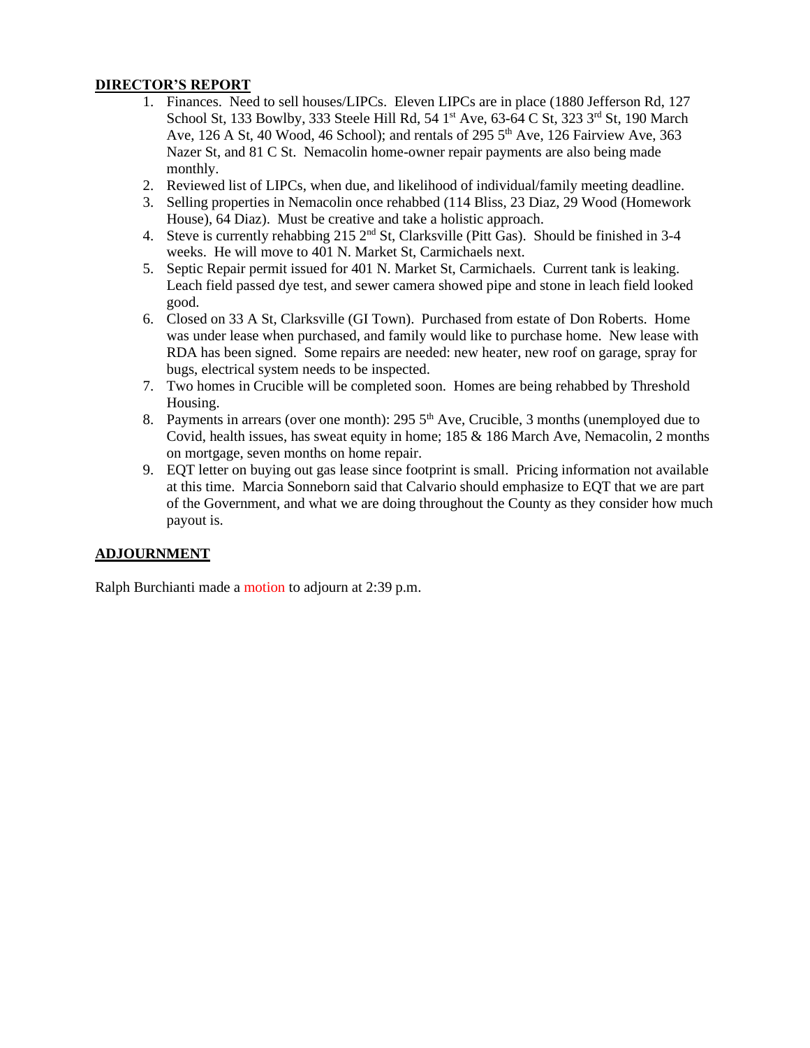## DIRECTOR'S REPORT

1. Finances. Need to sell houses/LIPCs. Eleven LIPCs are in place (1880 Jefferson Rd, 127 School St, 133 Bowlby, 333 Steele Hill Rd, 54 1st Ave, 63-64 C St, 323 3rd St, 190 March Ave, 126 A St, 40 Wood, 46 School); and rentals of 295 5th Ave, 126 Fairview Ave, 363 Nazer St, and 81 C St. Nemacolin home-owner repair payments are also being made monthly.
2. Reviewed list of LIPCs, when due, and likelihood of individual/family meeting deadline.
3. Selling properties in Nemacolin once rehabbed (114 Bliss, 23 Diaz, 29 Wood (Homework House), 64 Diaz). Must be creative and take a holistic approach.
4. Steve is currently rehabbing 215 2nd St, Clarksville (Pitt Gas). Should be finished in 3-4 weeks. He will move to 401 N. Market St, Carmichaels next.
5. Septic Repair permit issued for 401 N. Market St, Carmichaels. Current tank is leaking. Leach field passed dye test, and sewer camera showed pipe and stone in leach field looked good.
6. Closed on 33 A St, Clarksville (GI Town). Purchased from estate of Don Roberts. Home was under lease when purchased, and family would like to purchase home. New lease with RDA has been signed. Some repairs are needed: new heater, new roof on garage, spray for bugs, electrical system needs to be inspected.
7. Two homes in Crucible will be completed soon. Homes are being rehabbed by Threshold Housing.
8. Payments in arrears (over one month): 295 5th Ave, Crucible, 3 months (unemployed due to Covid, health issues, has sweat equity in home; 185 & 186 March Ave, Nemacolin, 2 months on mortgage, seven months on home repair.
9. EQT letter on buying out gas lease since footprint is small. Pricing information not available at this time. Marcia Sonneborn said that Calvario should emphasize to EQT that we are part of the Government, and what we are doing throughout the County as they consider how much payout is.

## ADJOURNMENT

Ralph Burchianti made a motion to adjourn at 2:39 p.m.